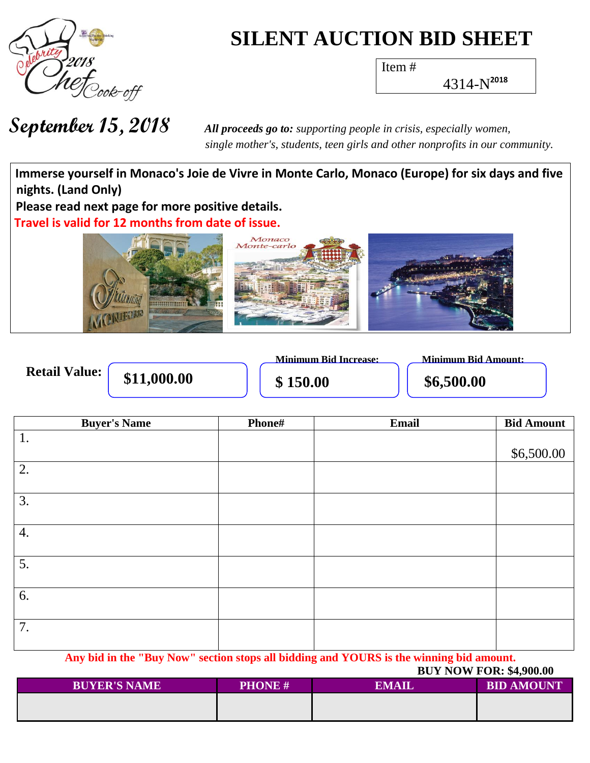# SILENT AUCTION BID SHEET

Item #
4314-N2018

**September 15, 2018**

***All proceeds go to:*** *supporting people in crisis, especially women, single mother's, students, teen girls and other nonprofits in our community.*

**Immerse yourself in Monaco's Joie de Vivre in Monte Carlo, Monaco (Europe) for six days and five nights. (Land Only)**

**Please read next page for more positive details.**

**Travel is valid for 12 months from date of issue.**

| Retail Value: | Minimum Bid Increase: | Minimum Bid Amount: |
|---|---|---|
| **$11,000.00** | **$ 150.00** | **$6,500.00** |

| Buyer's Name | Phone# | Email | Bid Amount |
|---|---|---|---|
| 1. | | | $6,500.00 |
| 2. | | | |
| 3. | | | |
| 4. | | | |
| 5. | | | |
| 6. | | | |
| 7. | | | |

**Any bid in the "Buy Now" section stops all bidding and YOURS is the winning bid amount.**

**BUY NOW FOR: $4,900.00**

| BUYER'S NAME | PHONE # | EMAIL | BID AMOUNT |
|---|---|---|---|
| | | | |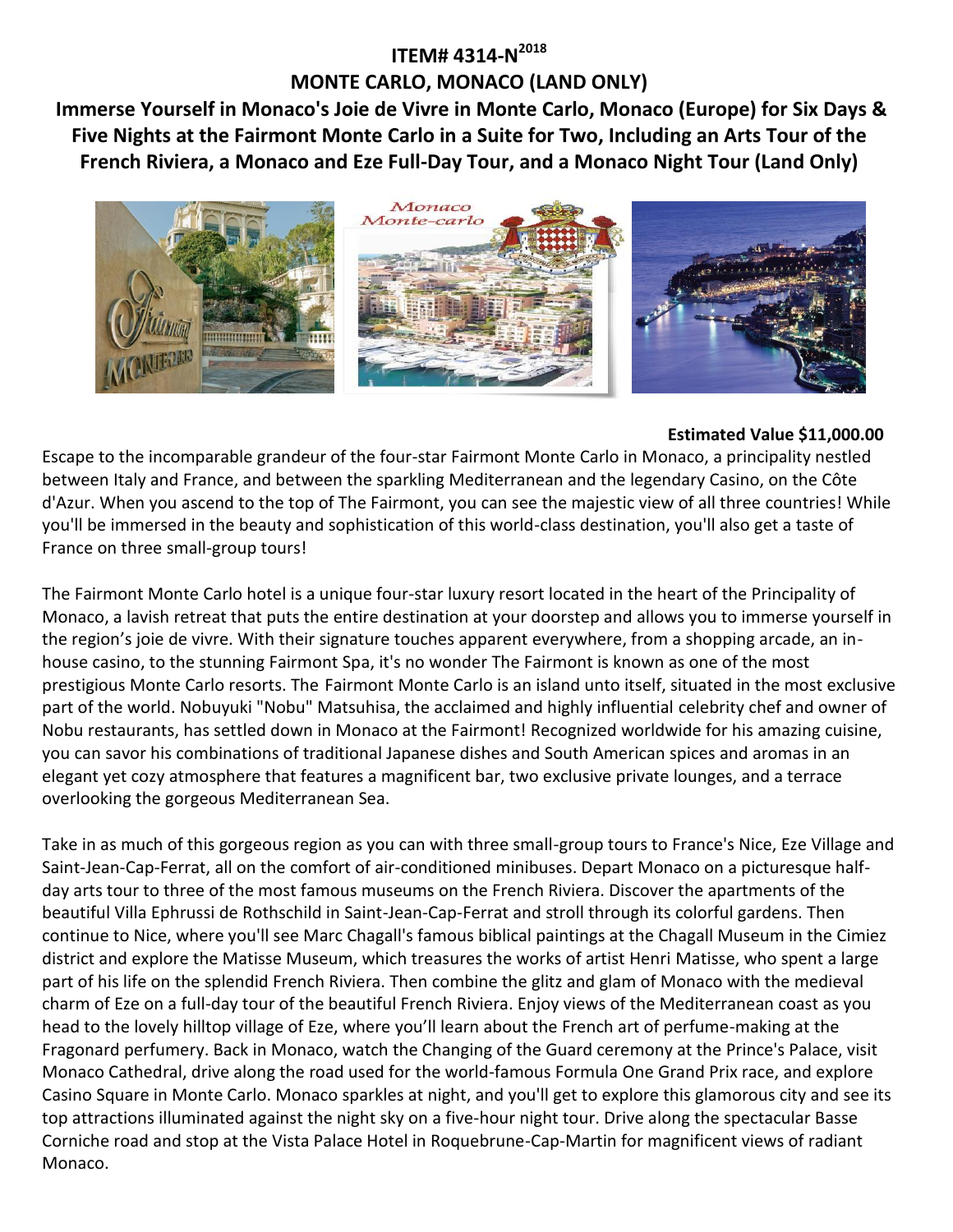# ITEM# 4314-N[2018]

# MONTE CARLO, MONACO (LAND ONLY)

## Immerse Yourself in Monaco's Joie de Vivre in Monte Carlo, Monaco (Europe) for Six Days & Five Nights at the Fairmont Monte Carlo in a Suite for Two, Including an Arts Tour of the French Riviera, a Monaco and Eze Full-Day Tour, and a Monaco Night Tour (Land Only)

**Estimated Value $11,000.00**

Escape to the incomparable grandeur of the four-star Fairmont Monte Carlo in Monaco, a principality nestled between Italy and France, and between the sparkling Mediterranean and the legendary Casino, on the Côte d'Azur. When you ascend to the top of The Fairmont, you can see the majestic view of all three countries! While you'll be immersed in the beauty and sophistication of this world-class destination, you'll also get a taste of France on three small-group tours!

The Fairmont Monte Carlo hotel is a unique four-star luxury resort located in the heart of the Principality of Monaco, a lavish retreat that puts the entire destination at your doorstep and allows you to immerse yourself in the region's joie de vivre. With their signature touches apparent everywhere, from a shopping arcade, an in-house casino, to the stunning Fairmont Spa, it's no wonder The Fairmont is known as one of the most prestigious Monte Carlo resorts. The Fairmont Monte Carlo is an island unto itself, situated in the most exclusive part of the world. Nobuyuki "Nobu" Matsuhisa, the acclaimed and highly influential celebrity chef and owner of Nobu restaurants, has settled down in Monaco at the Fairmont! Recognized worldwide for his amazing cuisine, you can savor his combinations of traditional Japanese dishes and South American spices and aromas in an elegant yet cozy atmosphere that features a magnificent bar, two exclusive private lounges, and a terrace overlooking the gorgeous Mediterranean Sea.

Take in as much of this gorgeous region as you can with three small-group tours to France's Nice, Eze Village and Saint-Jean-Cap-Ferrat, all on the comfort of air-conditioned minibuses. Depart Monaco on a picturesque half-day arts tour to three of the most famous museums on the French Riviera. Discover the apartments of the beautiful Villa Ephrussi de Rothschild in Saint-Jean-Cap-Ferrat and stroll through its colorful gardens. Then continue to Nice, where you'll see Marc Chagall's famous biblical paintings at the Chagall Museum in the Cimiez district and explore the Matisse Museum, which treasures the works of artist Henri Matisse, who spent a large part of his life on the splendid French Riviera. Then combine the glitz and glam of Monaco with the medieval charm of Eze on a full-day tour of the beautiful French Riviera. Enjoy views of the Mediterranean coast as you head to the lovely hilltop village of Eze, where you'll learn about the French art of perfume-making at the Fragonard perfumery. Back in Monaco, watch the Changing of the Guard ceremony at the Prince's Palace, visit Monaco Cathedral, drive along the road used for the world-famous Formula One Grand Prix race, and explore Casino Square in Monte Carlo. Monaco sparkles at night, and you'll get to explore this glamorous city and see its top attractions illuminated against the night sky on a five-hour night tour. Drive along the spectacular Basse Corniche road and stop at the Vista Palace Hotel in Roquebrune-Cap-Martin for magnificent views of radiant Monaco.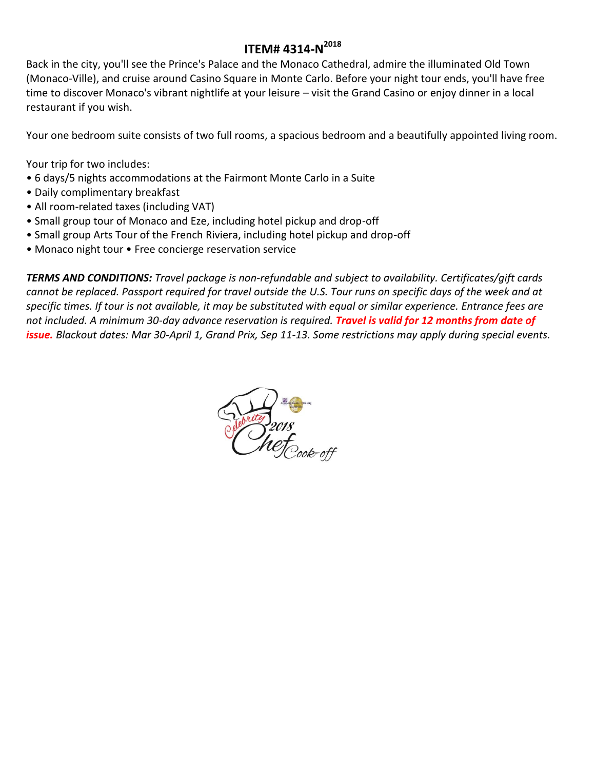# ITEM# 4314-N[2018]

Back in the city, you'll see the Prince's Palace and the Monaco Cathedral, admire the illuminated Old Town (Monaco-Ville), and cruise around Casino Square in Monte Carlo. Before your night tour ends, you'll have free time to discover Monaco's vibrant nightlife at your leisure – visit the Grand Casino or enjoy dinner in a local restaurant if you wish.

Your one bedroom suite consists of two full rooms, a spacious bedroom and a beautifully appointed living room.

Your trip for two includes:

- 6 days/5 nights accommodations at the Fairmont Monte Carlo in a Suite
- Daily complimentary breakfast
- All room-related taxes (including VAT)
- Small group tour of Monaco and Eze, including hotel pickup and drop-off
- Small group Arts Tour of the French Riviera, including hotel pickup and drop-off
- Monaco night tour • Free concierge reservation service

***TERMS AND CONDITIONS:*** *Travel package is non-refundable and subject to availability. Certificates/gift cards cannot be replaced. Passport required for travel outside the U.S. Tour runs on specific days of the week and at specific times. If tour is not available, it may be substituted with equal or similar experience. Entrance fees are not included. A minimum 30-day advance reservation is required.* ***Travel is valid for 12 months from date of issue.*** *Blackout dates: Mar 30-April 1, Grand Prix, Sep 11-13. Some restrictions may apply during special events.*

Celebrity 2018 Chef Cook-off